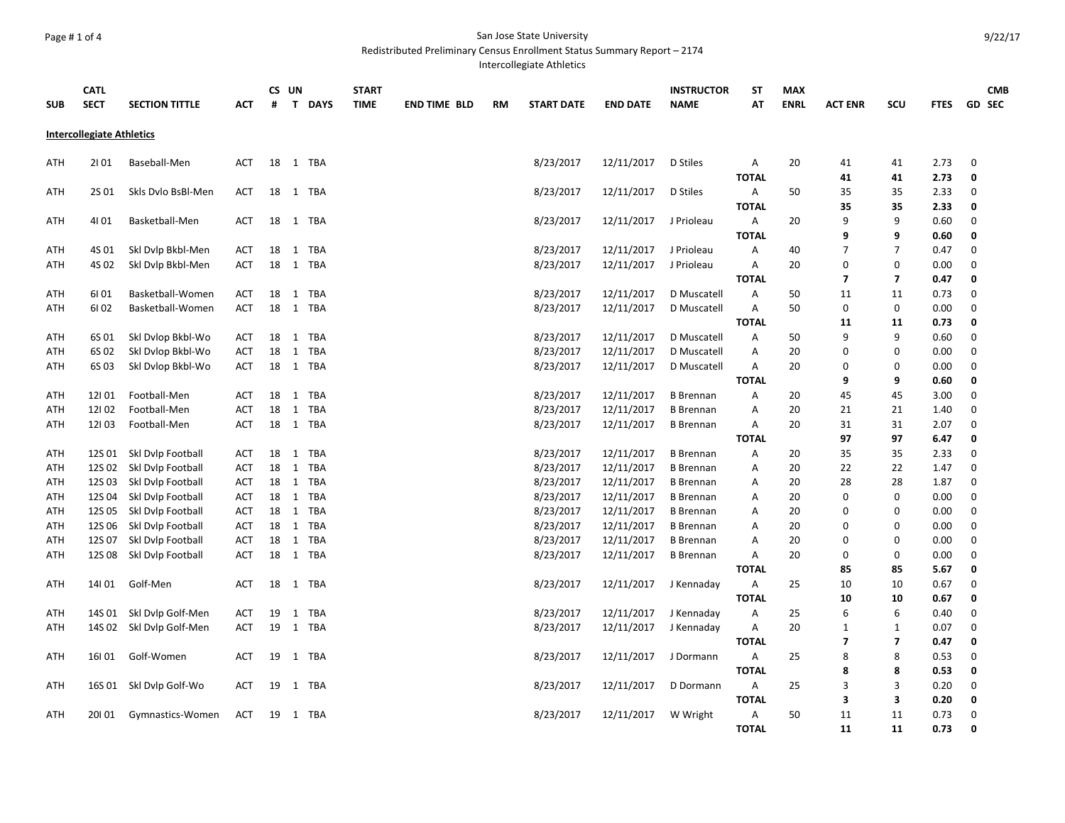San Jose State University

Redistributed Preliminary Census Enrollment Status Summary Report – 2174

Intercollegiate Athletics

| SUB | CATL SECT | SECTION TITTLE | ACT | CS # | UN T | DAYS | START TIME | END TIME | BLD | RM | START DATE | END DATE | INSTRUCTOR NAME | ST AT | MAX ENRL | ACT ENR | SCU | FTES | GD | CMB SEC |
|---|---|---|---|---|---|---|---|---|---|---|---|---|---|---|---|---|---|---|---|---|
| **Intercollegiate Athletics** | | | | | | | | | | | | | | | | | | | | |
| ATH | 2I 01 | Baseball-Men | ACT | 18 | 1 | TBA | | | | | 8/23/2017 | 12/11/2017 | D Stiles | A | 20 | 41 | 41 | 2.73 | 0 | |
| | | | | | | | | | | | | | | **TOTAL** | | **41** | **41** | **2.73** | **0** | |
| ATH | 2S 01 | Skls Dvlo BsBl-Men | ACT | 18 | 1 | TBA | | | | | 8/23/2017 | 12/11/2017 | D Stiles | A | 50 | 35 | 35 | 2.33 | 0 | |
| | | | | | | | | | | | | | | **TOTAL** | | **35** | **35** | **2.33** | **0** | |
| ATH | 4I 01 | Basketball-Men | ACT | 18 | 1 | TBA | | | | | 8/23/2017 | 12/11/2017 | J Prioleau | A | 20 | 9 | 9 | 0.60 | 0 | |
| | | | | | | | | | | | | | | **TOTAL** | | **9** | **9** | **0.60** | **0** | |
| ATH | 4S 01 | Skl Dvlp Bkbl-Men | ACT | 18 | 1 | TBA | | | | | 8/23/2017 | 12/11/2017 | J Prioleau | A | 40 | 7 | 7 | 0.47 | 0 | |
| ATH | 4S 02 | Skl Dvlp Bkbl-Men | ACT | 18 | 1 | TBA | | | | | 8/23/2017 | 12/11/2017 | J Prioleau | A | 20 | 0 | 0 | 0.00 | 0 | |
| | | | | | | | | | | | | | | **TOTAL** | | **7** | **7** | **0.47** | **0** | |
| ATH | 6I 01 | Basketball-Women | ACT | 18 | 1 | TBA | | | | | 8/23/2017 | 12/11/2017 | D Muscatell | A | 50 | 11 | 11 | 0.73 | 0 | |
| ATH | 6I 02 | Basketball-Women | ACT | 18 | 1 | TBA | | | | | 8/23/2017 | 12/11/2017 | D Muscatell | A | 50 | 0 | 0 | 0.00 | 0 | |
| | | | | | | | | | | | | | | **TOTAL** | | **11** | **11** | **0.73** | **0** | |
| ATH | 6S 01 | Skl Dvlop Bkbl-Wo | ACT | 18 | 1 | TBA | | | | | 8/23/2017 | 12/11/2017 | D Muscatell | A | 50 | 9 | 9 | 0.60 | 0 | |
| ATH | 6S 02 | Skl Dvlop Bkbl-Wo | ACT | 18 | 1 | TBA | | | | | 8/23/2017 | 12/11/2017 | D Muscatell | A | 20 | 0 | 0 | 0.00 | 0 | |
| ATH | 6S 03 | Skl Dvlop Bkbl-Wo | ACT | 18 | 1 | TBA | | | | | 8/23/2017 | 12/11/2017 | D Muscatell | A | 20 | 0 | 0 | 0.00 | 0 | |
| | | | | | | | | | | | | | | **TOTAL** | | **9** | **9** | **0.60** | **0** | |
| ATH | 12I 01 | Football-Men | ACT | 18 | 1 | TBA | | | | | 8/23/2017 | 12/11/2017 | B Brennan | A | 20 | 45 | 45 | 3.00 | 0 | |
| ATH | 12I 02 | Football-Men | ACT | 18 | 1 | TBA | | | | | 8/23/2017 | 12/11/2017 | B Brennan | A | 20 | 21 | 21 | 1.40 | 0 | |
| ATH | 12I 03 | Football-Men | ACT | 18 | 1 | TBA | | | | | 8/23/2017 | 12/11/2017 | B Brennan | A | 20 | 31 | 31 | 2.07 | 0 | |
| | | | | | | | | | | | | | | **TOTAL** | | **97** | **97** | **6.47** | **0** | |
| ATH | 12S 01 | Skl Dvlp Football | ACT | 18 | 1 | TBA | | | | | 8/23/2017 | 12/11/2017 | B Brennan | A | 20 | 35 | 35 | 2.33 | 0 | |
| ATH | 12S 02 | Skl Dvlp Football | ACT | 18 | 1 | TBA | | | | | 8/23/2017 | 12/11/2017 | B Brennan | A | 20 | 22 | 22 | 1.47 | 0 | |
| ATH | 12S 03 | Skl Dvlp Football | ACT | 18 | 1 | TBA | | | | | 8/23/2017 | 12/11/2017 | B Brennan | A | 20 | 28 | 28 | 1.87 | 0 | |
| ATH | 12S 04 | Skl Dvlp Football | ACT | 18 | 1 | TBA | | | | | 8/23/2017 | 12/11/2017 | B Brennan | A | 20 | 0 | 0 | 0.00 | 0 | |
| ATH | 12S 05 | Skl Dvlp Football | ACT | 18 | 1 | TBA | | | | | 8/23/2017 | 12/11/2017 | B Brennan | A | 20 | 0 | 0 | 0.00 | 0 | |
| ATH | 12S 06 | Skl Dvlp Football | ACT | 18 | 1 | TBA | | | | | 8/23/2017 | 12/11/2017 | B Brennan | A | 20 | 0 | 0 | 0.00 | 0 | |
| ATH | 12S 07 | Skl Dvlp Football | ACT | 18 | 1 | TBA | | | | | 8/23/2017 | 12/11/2017 | B Brennan | A | 20 | 0 | 0 | 0.00 | 0 | |
| ATH | 12S 08 | Skl Dvlp Football | ACT | 18 | 1 | TBA | | | | | 8/23/2017 | 12/11/2017 | B Brennan | A | 20 | 0 | 0 | 0.00 | 0 | |
| | | | | | | | | | | | | | | **TOTAL** | | **85** | **85** | **5.67** | **0** | |
| ATH | 14I 01 | Golf-Men | ACT | 18 | 1 | TBA | | | | | 8/23/2017 | 12/11/2017 | J Kennaday | A | 25 | 10 | 10 | 0.67 | 0 | |
| | | | | | | | | | | | | | | **TOTAL** | | **10** | **10** | **0.67** | **0** | |
| ATH | 14S 01 | Skl Dvlp Golf-Men | ACT | 19 | 1 | TBA | | | | | 8/23/2017 | 12/11/2017 | J Kennaday | A | 25 | 6 | 6 | 0.40 | 0 | |
| ATH | 14S 02 | Skl Dvlp Golf-Men | ACT | 19 | 1 | TBA | | | | | 8/23/2017 | 12/11/2017 | J Kennaday | A | 20 | 1 | 1 | 0.07 | 0 | |
| | | | | | | | | | | | | | | **TOTAL** | | **7** | **7** | **0.47** | **0** | |
| ATH | 16I 01 | Golf-Women | ACT | 19 | 1 | TBA | | | | | 8/23/2017 | 12/11/2017 | J Dormann | A | 25 | 8 | 8 | 0.53 | 0 | |
| | | | | | | | | | | | | | | **TOTAL** | | **8** | **8** | **0.53** | **0** | |
| ATH | 16S 01 | Skl Dvlp Golf-Wo | ACT | 19 | 1 | TBA | | | | | 8/23/2017 | 12/11/2017 | D Dormann | A | 25 | 3 | 3 | 0.20 | 0 | |
| | | | | | | | | | | | | | | **TOTAL** | | **3** | **3** | **0.20** | **0** | |
| ATH | 20I 01 | Gymnastics-Women | ACT | 19 | 1 | TBA | | | | | 8/23/2017 | 12/11/2017 | W Wright | A | 50 | 11 | 11 | 0.73 | 0 | |
| | | | | | | | | | | | | | | **TOTAL** | | **11** | **11** | **0.73** | **0** | |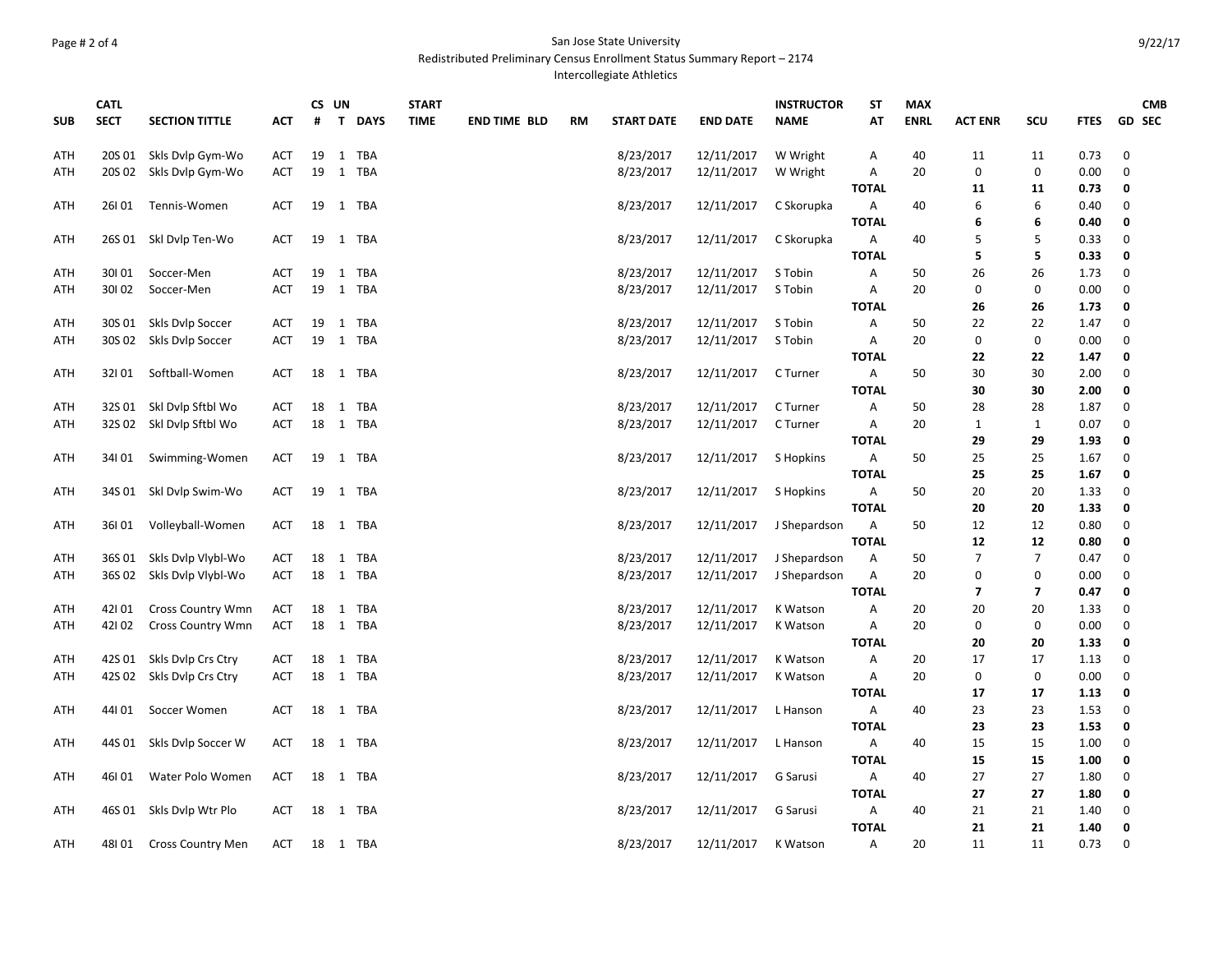San Jose State University
Redistributed Preliminary Census Enrollment Status Summary Report – 2174
Intercollegiate Athletics

| SUB | CATL SECT | SECTION TITTLE | ACT | CS # | UN T | DAYS | START TIME | END TIME | BLD | RM | START DATE | END DATE | INSTRUCTOR NAME | ST AT | MAX ENRL | ACT ENR | SCU | FTES | GD | CMB SEC |
|---|---|---|---|---|---|---|---|---|---|---|---|---|---|---|---|---|---|---|---|---|
| ATH | 20S 01 | Skls Dvlp Gym-Wo | ACT | 19 | 1 | TBA | | | | | 8/23/2017 | 12/11/2017 | W Wright | A | 40 | 11 | 11 | 0.73 | 0 | |
| ATH | 20S 02 | Skls Dvlp Gym-Wo | ACT | 19 | 1 | TBA | | | | | 8/23/2017 | 12/11/2017 | W Wright | A | 20 | 0 | 0 | 0.00 | 0 | |
| | | | | | | | | | | | | | | **TOTAL** | | **11** | **11** | **0.73** | **0** | |
| ATH | 26I 01 | Tennis-Women | ACT | 19 | 1 | TBA | | | | | 8/23/2017 | 12/11/2017 | C Skorupka | A | 40 | 6 | 6 | 0.40 | 0 | |
| | | | | | | | | | | | | | | **TOTAL** | | **6** | **6** | **0.40** | **0** | |
| ATH | 26S 01 | Skl Dvlp Ten-Wo | ACT | 19 | 1 | TBA | | | | | 8/23/2017 | 12/11/2017 | C Skorupka | A | 40 | 5 | 5 | 0.33 | 0 | |
| | | | | | | | | | | | | | | **TOTAL** | | **5** | **5** | **0.33** | **0** | |
| ATH | 30I 01 | Soccer-Men | ACT | 19 | 1 | TBA | | | | | 8/23/2017 | 12/11/2017 | S Tobin | A | 50 | 26 | 26 | 1.73 | 0 | |
| ATH | 30I 02 | Soccer-Men | ACT | 19 | 1 | TBA | | | | | 8/23/2017 | 12/11/2017 | S Tobin | A | 20 | 0 | 0 | 0.00 | 0 | |
| | | | | | | | | | | | | | | **TOTAL** | | **26** | **26** | **1.73** | **0** | |
| ATH | 30S 01 | Skls Dvlp Soccer | ACT | 19 | 1 | TBA | | | | | 8/23/2017 | 12/11/2017 | S Tobin | A | 50 | 22 | 22 | 1.47 | 0 | |
| ATH | 30S 02 | Skls Dvlp Soccer | ACT | 19 | 1 | TBA | | | | | 8/23/2017 | 12/11/2017 | S Tobin | A | 20 | 0 | 0 | 0.00 | 0 | |
| | | | | | | | | | | | | | | **TOTAL** | | **22** | **22** | **1.47** | **0** | |
| ATH | 32I 01 | Softball-Women | ACT | 18 | 1 | TBA | | | | | 8/23/2017 | 12/11/2017 | C Turner | A | 50 | 30 | 30 | 2.00 | 0 | |
| | | | | | | | | | | | | | | **TOTAL** | | **30** | **30** | **2.00** | **0** | |
| ATH | 32S 01 | Skl Dvlp Sftbl Wo | ACT | 18 | 1 | TBA | | | | | 8/23/2017 | 12/11/2017 | C Turner | A | 50 | 28 | 28 | 1.87 | 0 | |
| ATH | 32S 02 | Skl Dvlp Sftbl Wo | ACT | 18 | 1 | TBA | | | | | 8/23/2017 | 12/11/2017 | C Turner | A | 20 | 1 | 1 | 0.07 | 0 | |
| | | | | | | | | | | | | | | **TOTAL** | | **29** | **29** | **1.93** | **0** | |
| ATH | 34I 01 | Swimming-Women | ACT | 19 | 1 | TBA | | | | | 8/23/2017 | 12/11/2017 | S Hopkins | A | 50 | 25 | 25 | 1.67 | 0 | |
| | | | | | | | | | | | | | | **TOTAL** | | **25** | **25** | **1.67** | **0** | |
| ATH | 34S 01 | Skl Dvlp Swim-Wo | ACT | 19 | 1 | TBA | | | | | 8/23/2017 | 12/11/2017 | S Hopkins | A | 50 | 20 | 20 | 1.33 | 0 | |
| | | | | | | | | | | | | | | **TOTAL** | | **20** | **20** | **1.33** | **0** | |
| ATH | 36I 01 | Volleyball-Women | ACT | 18 | 1 | TBA | | | | | 8/23/2017 | 12/11/2017 | J Shepardson | A | 50 | 12 | 12 | 0.80 | 0 | |
| | | | | | | | | | | | | | | **TOTAL** | | **12** | **12** | **0.80** | **0** | |
| ATH | 36S 01 | Skls Dvlp Vlybl-Wo | ACT | 18 | 1 | TBA | | | | | 8/23/2017 | 12/11/2017 | J Shepardson | A | 50 | 7 | 7 | 0.47 | 0 | |
| ATH | 36S 02 | Skls Dvlp Vlybl-Wo | ACT | 18 | 1 | TBA | | | | | 8/23/2017 | 12/11/2017 | J Shepardson | A | 20 | 0 | 0 | 0.00 | 0 | |
| | | | | | | | | | | | | | | **TOTAL** | | **7** | **7** | **0.47** | **0** | |
| ATH | 42I 01 | Cross Country Wmn | ACT | 18 | 1 | TBA | | | | | 8/23/2017 | 12/11/2017 | K Watson | A | 20 | 20 | 20 | 1.33 | 0 | |
| ATH | 42I 02 | Cross Country Wmn | ACT | 18 | 1 | TBA | | | | | 8/23/2017 | 12/11/2017 | K Watson | A | 20 | 0 | 0 | 0.00 | 0 | |
| | | | | | | | | | | | | | | **TOTAL** | | **20** | **20** | **1.33** | **0** | |
| ATH | 42S 01 | Skls Dvlp Crs Ctry | ACT | 18 | 1 | TBA | | | | | 8/23/2017 | 12/11/2017 | K Watson | A | 20 | 17 | 17 | 1.13 | 0 | |
| ATH | 42S 02 | Skls Dvlp Crs Ctry | ACT | 18 | 1 | TBA | | | | | 8/23/2017 | 12/11/2017 | K Watson | A | 20 | 0 | 0 | 0.00 | 0 | |
| | | | | | | | | | | | | | | **TOTAL** | | **17** | **17** | **1.13** | **0** | |
| ATH | 44I 01 | Soccer Women | ACT | 18 | 1 | TBA | | | | | 8/23/2017 | 12/11/2017 | L Hanson | A | 40 | 23 | 23 | 1.53 | 0 | |
| | | | | | | | | | | | | | | **TOTAL** | | **23** | **23** | **1.53** | **0** | |
| ATH | 44S 01 | Skls Dvlp Soccer W | ACT | 18 | 1 | TBA | | | | | 8/23/2017 | 12/11/2017 | L Hanson | A | 40 | 15 | 15 | 1.00 | 0 | |
| | | | | | | | | | | | | | | **TOTAL** | | **15** | **15** | **1.00** | **0** | |
| ATH | 46I 01 | Water Polo Women | ACT | 18 | 1 | TBA | | | | | 8/23/2017 | 12/11/2017 | G Sarusi | A | 40 | 27 | 27 | 1.80 | 0 | |
| | | | | | | | | | | | | | | **TOTAL** | | **27** | **27** | **1.80** | **0** | |
| ATH | 46S 01 | Skls Dvlp Wtr Plo | ACT | 18 | 1 | TBA | | | | | 8/23/2017 | 12/11/2017 | G Sarusi | A | 40 | 21 | 21 | 1.40 | 0 | |
| | | | | | | | | | | | | | | **TOTAL** | | **21** | **21** | **1.40** | **0** | |
| ATH | 48I 01 | Cross Country Men | ACT | 18 | 1 | TBA | | | | | 8/23/2017 | 12/11/2017 | K Watson | A | 20 | 11 | 11 | 0.73 | 0 | |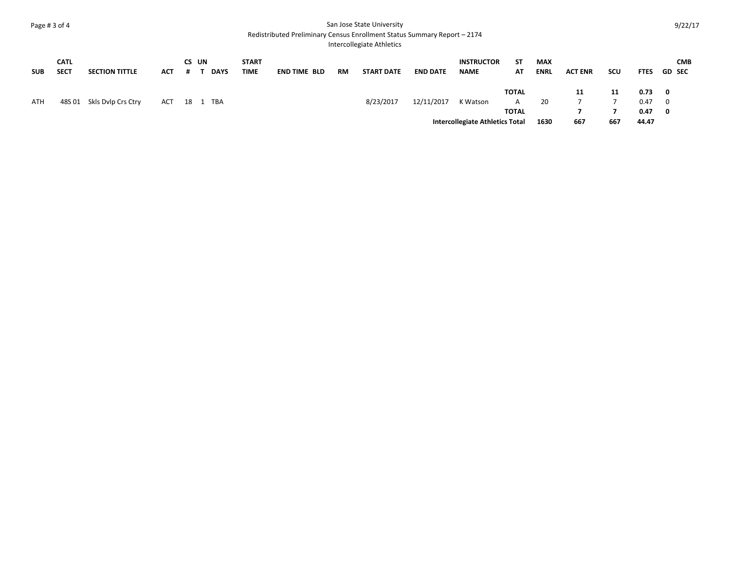San Jose State University
Redistributed Preliminary Census Enrollment Status Summary Report – 2174
Intercollegiate Athletics

| SUB | CATL SECT | SECTION TITTLE | ACT | CS # | UN T | DAYS | START TIME | END TIME | BLD | RM | START DATE | END DATE | INSTRUCTOR NAME | ST AT | MAX ENRL | ACT ENR | SCU | FTES | GD | CMB SEC |
|---|---|---|---|---|---|---|---|---|---|---|---|---|---|---|---|---|---|---|---|---|
| | | | | | | | | | | | | | | **TOTAL** | | **11** | **11** | **0.73** | **0** | |
| ATH | 48S 01 | Skls Dvlp Crs Ctry | ACT | 18 | 1 | TBA | | | | | 8/23/2017 | 12/11/2017 | K Watson | A | 20 | 7 | 7 | 0.47 | 0 | |
| | | | | | | | | | | | | | | **TOTAL** | | **7** | **7** | **0.47** | **0** | |
| | | | | | | | | | | | | | **Intercollegiate Athletics Total** | | **1630** | **667** | **667** | **44.47** | | |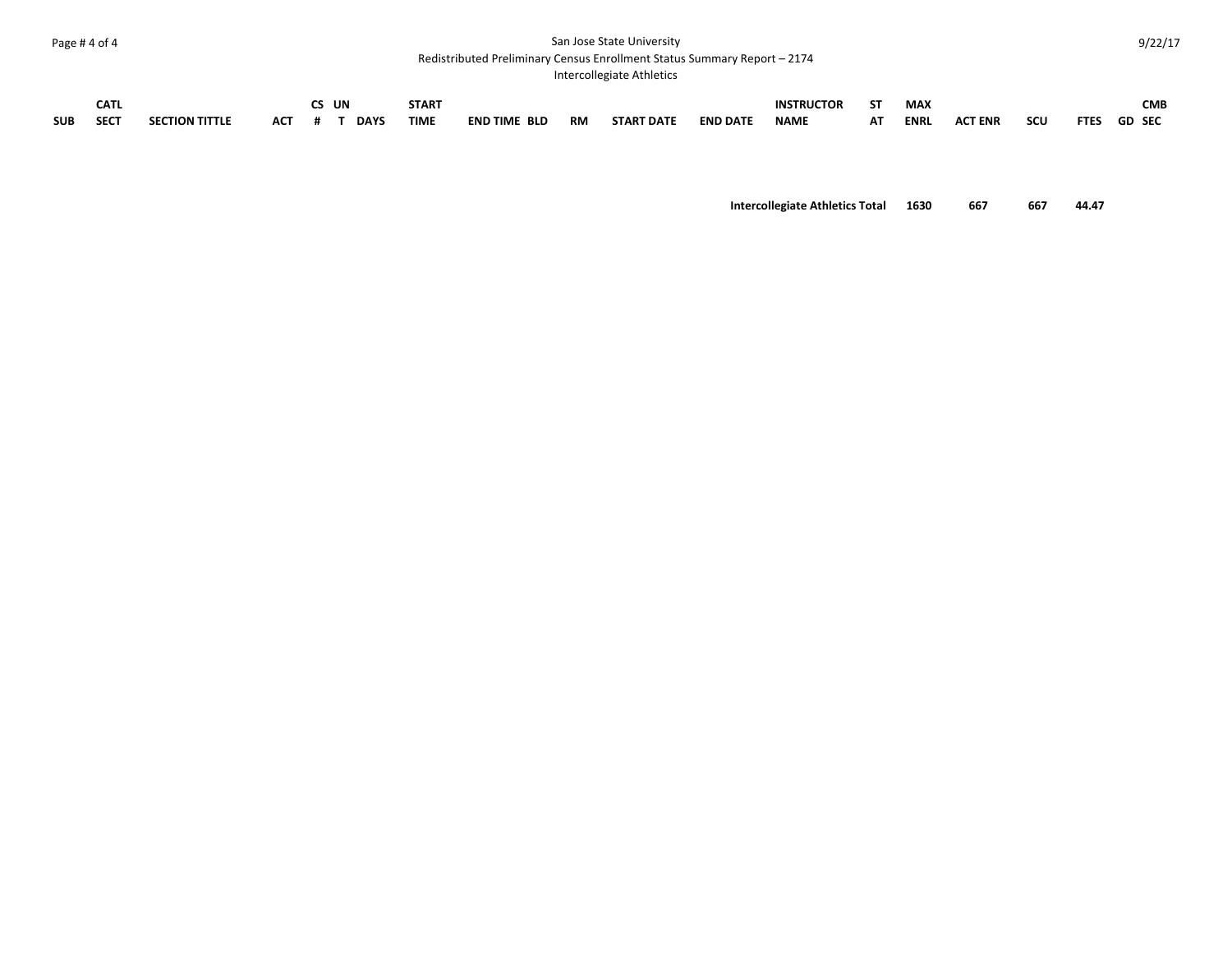| SUB | CATL SECT | SECTION TITTLE | ACT | CS # | UNT | DAYS | START TIME | END TIME | BLD | RM | START DATE | END DATE | INSTRUCTOR NAME | STAT | MAX ENRL | ACT ENR | SCU | FTES | GD | CMB SEC |
|---|---|---|---|---|---|---|---|---|---|---|---|---|---|---|---|---|---|---|---|---|
| | | | | | | | | | | | | | **Intercollegiate Athletics Total** | | **1630** | **667** | **667** | **44.47** | | |